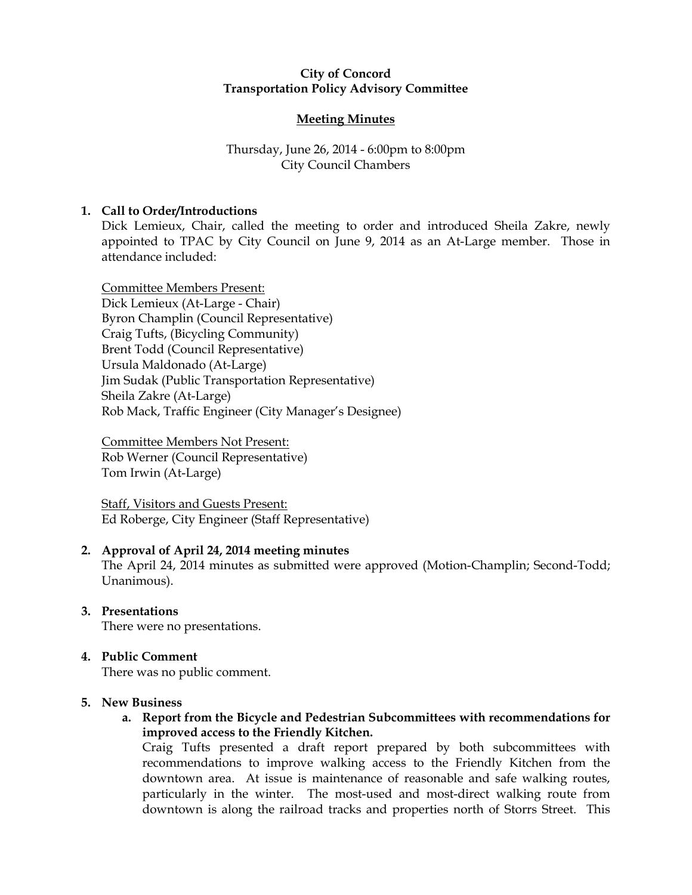**City of Concord**
**Transportation Policy Advisory Committee**

**Meeting Minutes**

Thursday, June 26, 2014 - 6:00pm to 8:00pm
City Council Chambers

1. **Call to Order/Introductions**

   Dick Lemieux, Chair, called the meeting to order and introduced Sheila Zakre, newly appointed to TPAC by City Council on June 9, 2014 as an At-Large member. Those in attendance included:

   Committee Members Present:
   Dick Lemieux (At-Large - Chair)
   Byron Champlin (Council Representative)
   Craig Tufts, (Bicycling Community)
   Brent Todd (Council Representative)
   Ursula Maldonado (At-Large)
   Jim Sudak (Public Transportation Representative)
   Sheila Zakre (At-Large)
   Rob Mack, Traffic Engineer (City Manager's Designee)

   Committee Members Not Present:
   Rob Werner (Council Representative)
   Tom Irwin (At-Large)

   Staff, Visitors and Guests Present:
   Ed Roberge, City Engineer (Staff Representative)

2. **Approval of April 24, 2014 meeting minutes**

   The April 24, 2014 minutes as submitted were approved (Motion-Champlin; Second-Todd; Unanimous).

3. **Presentations**

   There were no presentations.

4. **Public Comment**

   There was no public comment.

5. **New Business**

   a. **Report from the Bicycle and Pedestrian Subcommittees with recommendations for improved access to the Friendly Kitchen.**

      Craig Tufts presented a draft report prepared by both subcommittees with recommendations to improve walking access to the Friendly Kitchen from the downtown area. At issue is maintenance of reasonable and safe walking routes, particularly in the winter. The most-used and most-direct walking route from downtown is along the railroad tracks and properties north of Storrs Street. This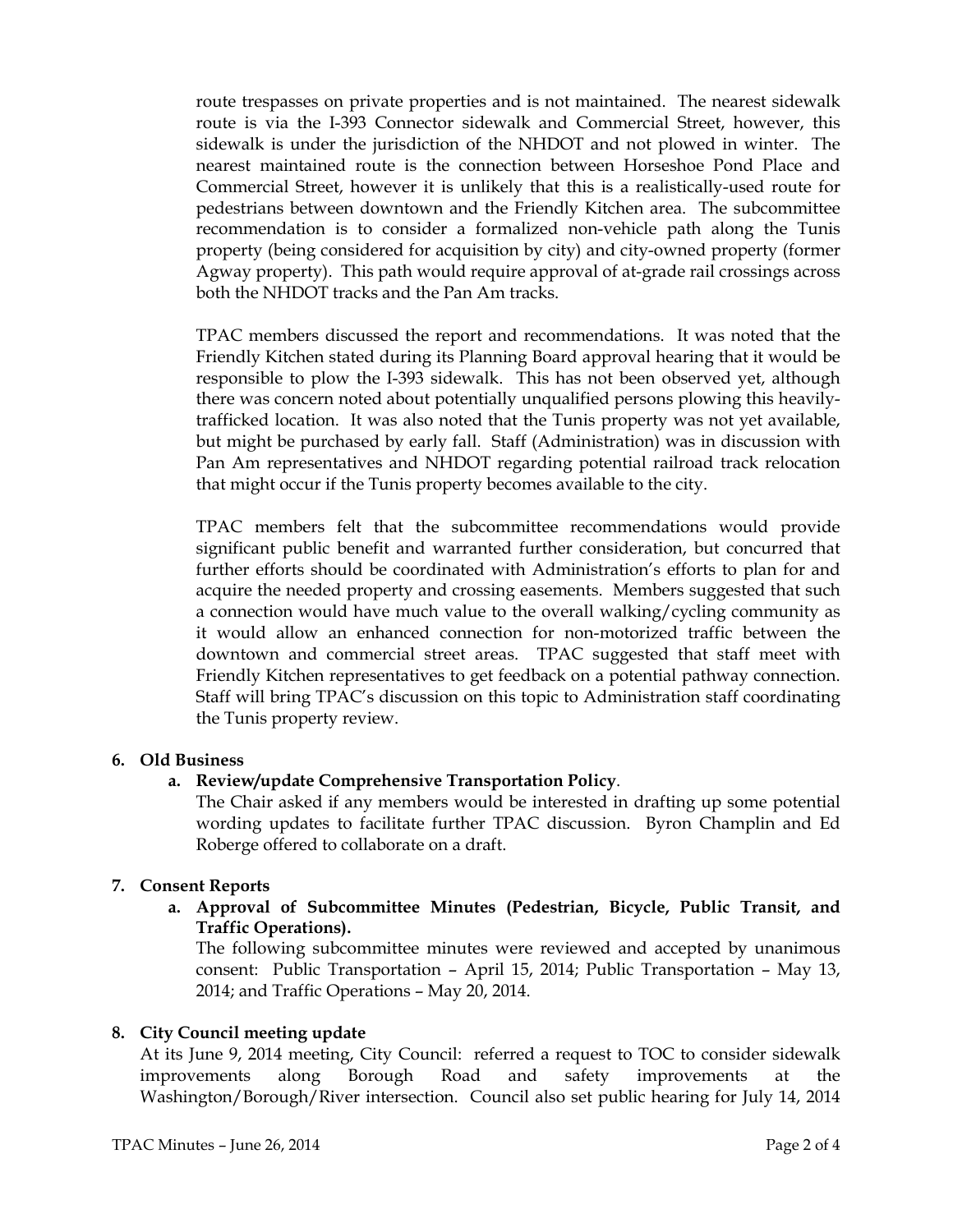route trespasses on private properties and is not maintained. The nearest sidewalk route is via the I-393 Connector sidewalk and Commercial Street, however, this sidewalk is under the jurisdiction of the NHDOT and not plowed in winter. The nearest maintained route is the connection between Horseshoe Pond Place and Commercial Street, however it is unlikely that this is a realistically-used route for pedestrians between downtown and the Friendly Kitchen area. The subcommittee recommendation is to consider a formalized non-vehicle path along the Tunis property (being considered for acquisition by city) and city-owned property (former Agway property). This path would require approval of at-grade rail crossings across both the NHDOT tracks and the Pan Am tracks.

TPAC members discussed the report and recommendations. It was noted that the Friendly Kitchen stated during its Planning Board approval hearing that it would be responsible to plow the I-393 sidewalk. This has not been observed yet, although there was concern noted about potentially unqualified persons plowing this heavily-trafficked location. It was also noted that the Tunis property was not yet available, but might be purchased by early fall. Staff (Administration) was in discussion with Pan Am representatives and NHDOT regarding potential railroad track relocation that might occur if the Tunis property becomes available to the city.

TPAC members felt that the subcommittee recommendations would provide significant public benefit and warranted further consideration, but concurred that further efforts should be coordinated with Administration's efforts to plan for and acquire the needed property and crossing easements. Members suggested that such a connection would have much value to the overall walking/cycling community as it would allow an enhanced connection for non-motorized traffic between the downtown and commercial street areas. TPAC suggested that staff meet with Friendly Kitchen representatives to get feedback on a potential pathway connection. Staff will bring TPAC's discussion on this topic to Administration staff coordinating the Tunis property review.

**6. Old Business**

**a. Review/update Comprehensive Transportation Policy**.

The Chair asked if any members would be interested in drafting up some potential wording updates to facilitate further TPAC discussion. Byron Champlin and Ed Roberge offered to collaborate on a draft.

**7. Consent Reports**

**a. Approval of Subcommittee Minutes (Pedestrian, Bicycle, Public Transit, and Traffic Operations).**

The following subcommittee minutes were reviewed and accepted by unanimous consent: Public Transportation – April 15, 2014; Public Transportation – May 13, 2014; and Traffic Operations – May 20, 2014.

**8. City Council meeting update**

At its June 9, 2014 meeting, City Council: referred a request to TOC to consider sidewalk improvements along Borough Road and safety improvements at the Washington/Borough/River intersection. Council also set public hearing for July 14, 2014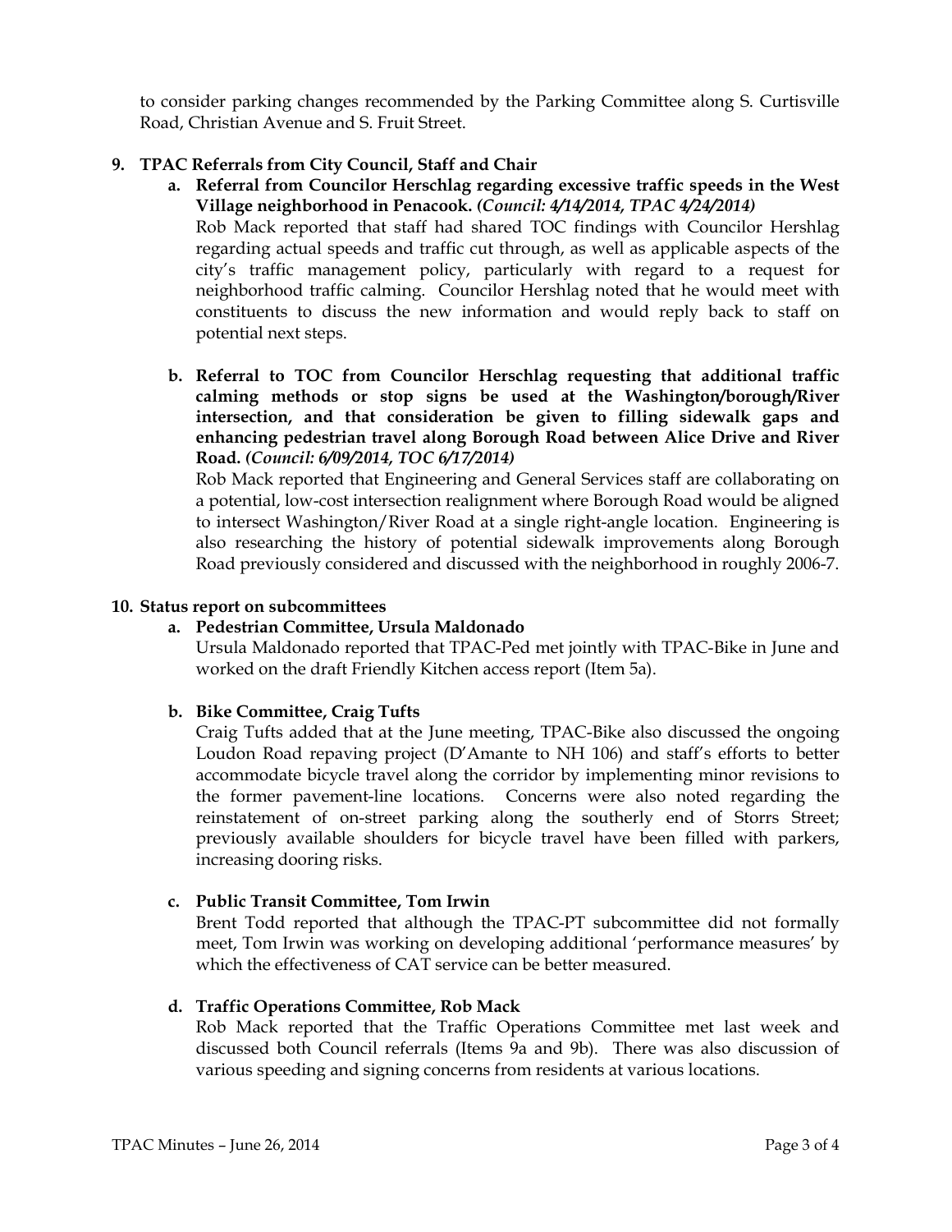to consider parking changes recommended by the Parking Committee along S. Curtisville Road, Christian Avenue and S. Fruit Street.

**9. TPAC Referrals from City Council, Staff and Chair**

**a. Referral from Councilor Herschlag regarding excessive traffic speeds in the West Village neighborhood in Penacook.** ***(Council: 4/14/2014, TPAC 4/24/2014)***

Rob Mack reported that staff had shared TOC findings with Councilor Hershlag regarding actual speeds and traffic cut through, as well as applicable aspects of the city's traffic management policy, particularly with regard to a request for neighborhood traffic calming. Councilor Hershlag noted that he would meet with constituents to discuss the new information and would reply back to staff on potential next steps.

**b. Referral to TOC from Councilor Herschlag requesting that additional traffic calming methods or stop signs be used at the Washington/borough/River intersection, and that consideration be given to filling sidewalk gaps and enhancing pedestrian travel along Borough Road between Alice Drive and River Road.** ***(Council: 6/09/2014, TOC 6/17/2014)***

Rob Mack reported that Engineering and General Services staff are collaborating on a potential, low-cost intersection realignment where Borough Road would be aligned to intersect Washington/River Road at a single right-angle location. Engineering is also researching the history of potential sidewalk improvements along Borough Road previously considered and discussed with the neighborhood in roughly 2006-7.

**10. Status report on subcommittees**

**a. Pedestrian Committee, Ursula Maldonado**

Ursula Maldonado reported that TPAC-Ped met jointly with TPAC-Bike in June and worked on the draft Friendly Kitchen access report (Item 5a).

**b. Bike Committee, Craig Tufts**

Craig Tufts added that at the June meeting, TPAC-Bike also discussed the ongoing Loudon Road repaving project (D'Amante to NH 106) and staff's efforts to better accommodate bicycle travel along the corridor by implementing minor revisions to the former pavement-line locations. Concerns were also noted regarding the reinstatement of on-street parking along the southerly end of Storrs Street; previously available shoulders for bicycle travel have been filled with parkers, increasing dooring risks.

**c. Public Transit Committee, Tom Irwin**

Brent Todd reported that although the TPAC-PT subcommittee did not formally meet, Tom Irwin was working on developing additional 'performance measures' by which the effectiveness of CAT service can be better measured.

**d. Traffic Operations Committee, Rob Mack**

Rob Mack reported that the Traffic Operations Committee met last week and discussed both Council referrals (Items 9a and 9b). There was also discussion of various speeding and signing concerns from residents at various locations.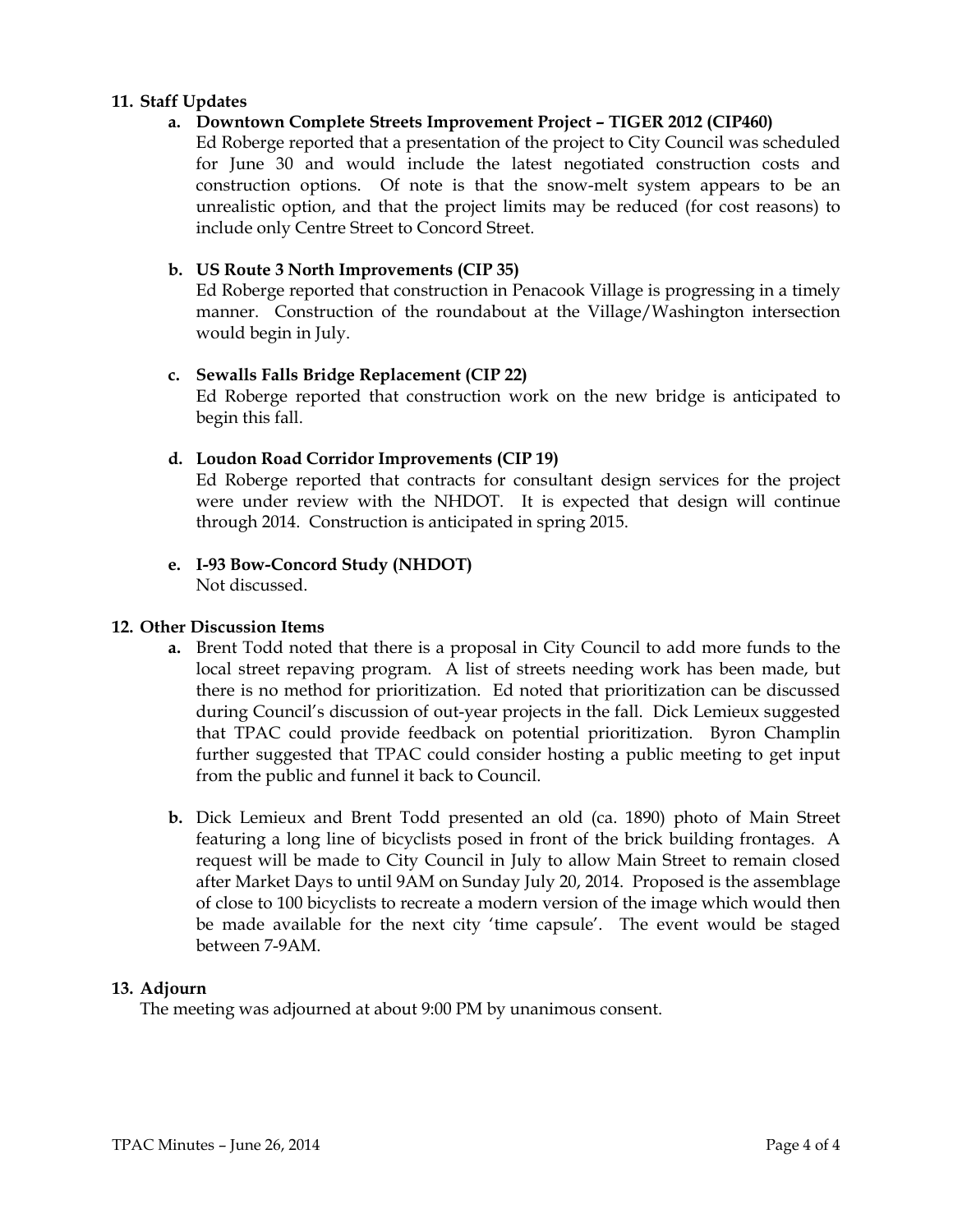**11. Staff Updates**

**a. Downtown Complete Streets Improvement Project – TIGER 2012 (CIP460)**
Ed Roberge reported that a presentation of the project to City Council was scheduled for June 30 and would include the latest negotiated construction costs and construction options. Of note is that the snow-melt system appears to be an unrealistic option, and that the project limits may be reduced (for cost reasons) to include only Centre Street to Concord Street.

**b. US Route 3 North Improvements (CIP 35)**
Ed Roberge reported that construction in Penacook Village is progressing in a timely manner. Construction of the roundabout at the Village/Washington intersection would begin in July.

**c. Sewalls Falls Bridge Replacement (CIP 22)**
Ed Roberge reported that construction work on the new bridge is anticipated to begin this fall.

**d. Loudon Road Corridor Improvements (CIP 19)**
Ed Roberge reported that contracts for consultant design services for the project were under review with the NHDOT. It is expected that design will continue through 2014. Construction is anticipated in spring 2015.

**e. I-93 Bow-Concord Study (NHDOT)**
Not discussed.

**12. Other Discussion Items**

**a.** Brent Todd noted that there is a proposal in City Council to add more funds to the local street repaving program. A list of streets needing work has been made, but there is no method for prioritization. Ed noted that prioritization can be discussed during Council's discussion of out-year projects in the fall. Dick Lemieux suggested that TPAC could provide feedback on potential prioritization. Byron Champlin further suggested that TPAC could consider hosting a public meeting to get input from the public and funnel it back to Council.

**b.** Dick Lemieux and Brent Todd presented an old (ca. 1890) photo of Main Street featuring a long line of bicyclists posed in front of the brick building frontages. A request will be made to City Council in July to allow Main Street to remain closed after Market Days to until 9AM on Sunday July 20, 2014. Proposed is the assemblage of close to 100 bicyclists to recreate a modern version of the image which would then be made available for the next city 'time capsule'. The event would be staged between 7-9AM.

**13. Adjourn**

The meeting was adjourned at about 9:00 PM by unanimous consent.